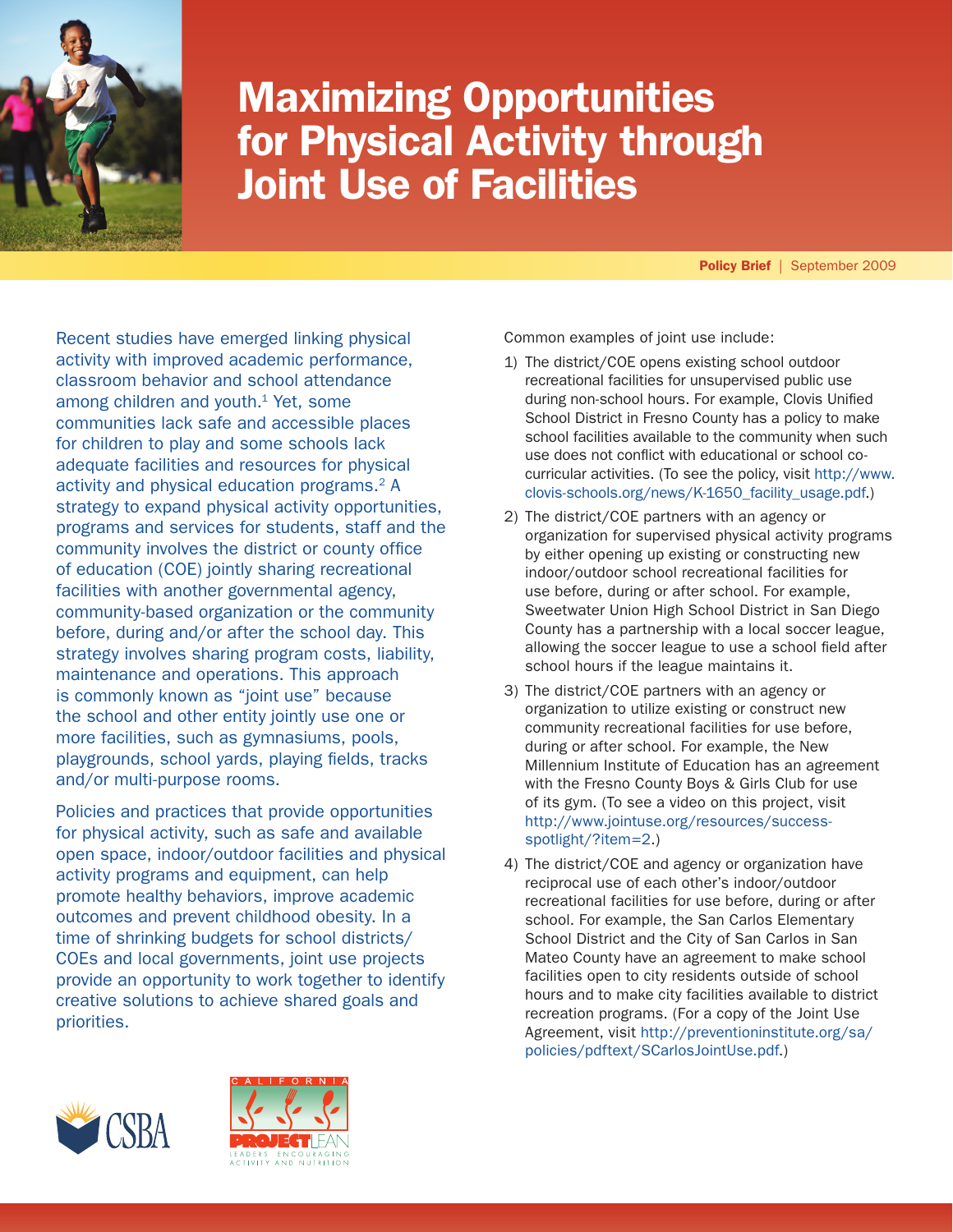# Maximizing Opportunities for Physical Activity through Joint Use of Facilities

**Policy Brief** | September 2009

Recent studies have emerged linking physical activity with improved academic performance, classroom behavior and school attendance among children and youth.[1] Yet, some communities lack safe and accessible places for children to play and some schools lack adequate facilities and resources for physical activity and physical education programs.[2] A strategy to expand physical activity opportunities, programs and services for students, staff and the community involves the district or county office of education (COE) jointly sharing recreational facilities with another governmental agency, community-based organization or the community before, during and/or after the school day. This strategy involves sharing program costs, liability, maintenance and operations. This approach is commonly known as "joint use" because the school and other entity jointly use one or more facilities, such as gymnasiums, pools, playgrounds, school yards, playing fields, tracks and/or multi-purpose rooms.

Policies and practices that provide opportunities for physical activity, such as safe and available open space, indoor/outdoor facilities and physical activity programs and equipment, can help promote healthy behaviors, improve academic outcomes and prevent childhood obesity. In a time of shrinking budgets for school districts/COEs and local governments, joint use projects provide an opportunity to work together to identify creative solutions to achieve shared goals and priorities.

Common examples of joint use include:

1) The district/COE opens existing school outdoor recreational facilities for unsupervised public use during non-school hours. For example, Clovis Unified School District in Fresno County has a policy to make school facilities available to the community when such use does not conflict with educational or school co-curricular activities. (To see the policy, visit http://www.clovis-schools.org/news/K-1650_facility_usage.pdf.)
2) The district/COE partners with an agency or organization for supervised physical activity programs by either opening up existing or constructing new indoor/outdoor school recreational facilities for use before, during or after school. For example, Sweetwater Union High School District in San Diego County has a partnership with a local soccer league, allowing the soccer league to use a school field after school hours if the league maintains it.
3) The district/COE partners with an agency or organization to utilize existing or construct new community recreational facilities for use before, during or after school. For example, the New Millennium Institute of Education has an agreement with the Fresno County Boys & Girls Club for use of its gym. (To see a video on this project, visit http://www.jointuse.org/resources/success-spotlight/?item=2.)
4) The district/COE and agency or organization have reciprocal use of each other's indoor/outdoor recreational facilities for use before, during or after school. For example, the San Carlos Elementary School District and the City of San Carlos in San Mateo County have an agreement to make school facilities open to city residents outside of school hours and to make city facilities available to district recreation programs. (For a copy of the Joint Use Agreement, visit http://preventioninstitute.org/sa/policies/pdftext/SCarlosJointUse.pdf.)

CSBA

CALIFORNIA PROJECT LEAN — LEADERS ENCOURAGING ACTIVITY AND NUTRITION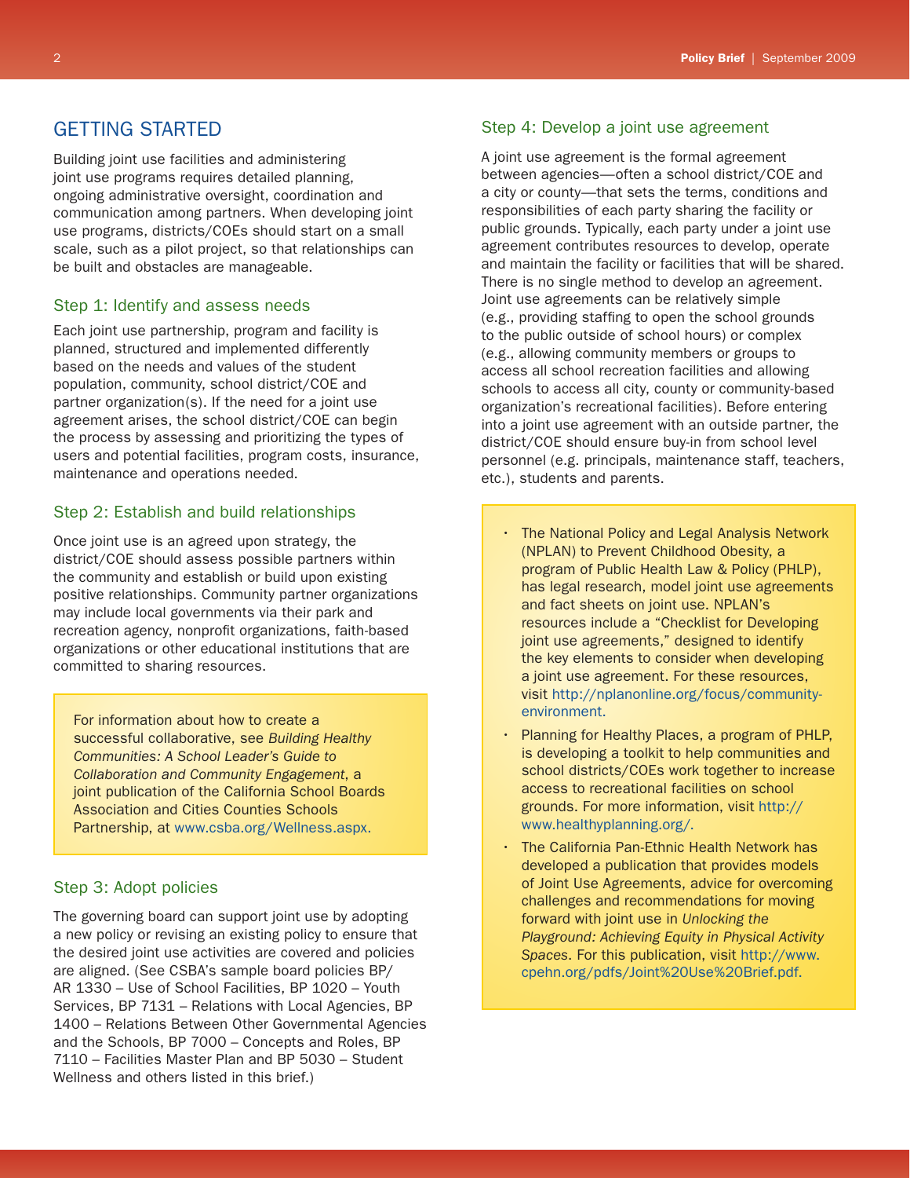## GETTING STARTED

Building joint use facilities and administering joint use programs requires detailed planning, ongoing administrative oversight, coordination and communication among partners. When developing joint use programs, districts/COEs should start on a small scale, such as a pilot project, so that relationships can be built and obstacles are manageable.

### Step 1: Identify and assess needs

Each joint use partnership, program and facility is planned, structured and implemented differently based on the needs and values of the student population, community, school district/COE and partner organization(s). If the need for a joint use agreement arises, the school district/COE can begin the process by assessing and prioritizing the types of users and potential facilities, program costs, insurance, maintenance and operations needed.

### Step 2: Establish and build relationships

Once joint use is an agreed upon strategy, the district/COE should assess possible partners within the community and establish or build upon existing positive relationships. Community partner organizations may include local governments via their park and recreation agency, nonprofit organizations, faith-based organizations or other educational institutions that are committed to sharing resources.

> For information about how to create a successful collaborative, see *Building Healthy Communities: A School Leader's Guide to Collaboration and Community Engagement*, a joint publication of the California School Boards Association and Cities Counties Schools Partnership, at www.csba.org/Wellness.aspx.

### Step 3: Adopt policies

The governing board can support joint use by adopting a new policy or revising an existing policy to ensure that the desired joint use activities are covered and policies are aligned. (See CSBA's sample board policies BP/AR 1330 – Use of School Facilities, BP 1020 – Youth Services, BP 7131 – Relations with Local Agencies, BP 1400 – Relations Between Other Governmental Agencies and the Schools, BP 7000 – Concepts and Roles, BP 7110 – Facilities Master Plan and BP 5030 – Student Wellness and others listed in this brief.)

### Step 4: Develop a joint use agreement

A joint use agreement is the formal agreement between agencies—often a school district/COE and a city or county—that sets the terms, conditions and responsibilities of each party sharing the facility or public grounds. Typically, each party under a joint use agreement contributes resources to develop, operate and maintain the facility or facilities that will be shared. There is no single method to develop an agreement. Joint use agreements can be relatively simple (e.g., providing staffing to open the school grounds to the public outside of school hours) or complex (e.g., allowing community members or groups to access all school recreation facilities and allowing schools to access all city, county or community-based organization's recreational facilities). Before entering into a joint use agreement with an outside partner, the district/COE should ensure buy-in from school level personnel (e.g. principals, maintenance staff, teachers, etc.), students and parents.

> - The National Policy and Legal Analysis Network (NPLAN) to Prevent Childhood Obesity, a program of Public Health Law & Policy (PHLP), has legal research, model joint use agreements and fact sheets on joint use. NPLAN's resources include a "Checklist for Developing joint use agreements," designed to identify the key elements to consider when developing a joint use agreement. For these resources, visit http://nplanonline.org/focus/community-environment.
> - Planning for Healthy Places, a program of PHLP, is developing a toolkit to help communities and school districts/COEs work together to increase access to recreational facilities on school grounds. For more information, visit http://www.healthyplanning.org/.
> - The California Pan-Ethnic Health Network has developed a publication that provides models of Joint Use Agreements, advice for overcoming challenges and recommendations for moving forward with joint use in *Unlocking the Playground: Achieving Equity in Physical Activity Spaces*. For this publication, visit http://www.cpehn.org/pdfs/Joint%20Use%20Brief.pdf.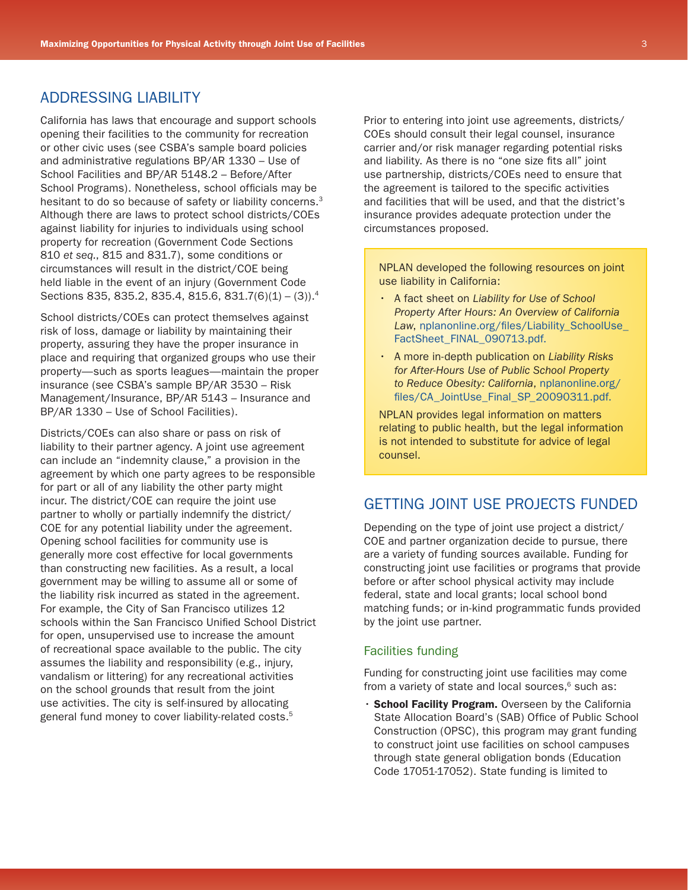## ADDRESSING LIABILITY

California has laws that encourage and support schools opening their facilities to the community for recreation or other civic uses (see CSBA's sample board policies and administrative regulations BP/AR 1330 – Use of School Facilities and BP/AR 5148.2 – Before/After School Programs). Nonetheless, school officials may be hesitant to do so because of safety or liability concerns.[3] Although there are laws to protect school districts/COEs against liability for injuries to individuals using school property for recreation (Government Code Sections 810 *et seq.*, 815 and 831.7), some conditions or circumstances will result in the district/COE being held liable in the event of an injury (Government Code Sections 835, 835.2, 835.4, 815.6, 831.7(6)(1) – (3)).[4]

School districts/COEs can protect themselves against risk of loss, damage or liability by maintaining their property, assuring they have the proper insurance in place and requiring that organized groups who use their property—such as sports leagues—maintain the proper insurance (see CSBA's sample BP/AR 3530 – Risk Management/Insurance, BP/AR 5143 – Insurance and BP/AR 1330 – Use of School Facilities).

Districts/COEs can also share or pass on risk of liability to their partner agency. A joint use agreement can include an "indemnity clause," a provision in the agreement by which one party agrees to be responsible for part or all of any liability the other party might incur. The district/COE can require the joint use partner to wholly or partially indemnify the district/COE for any potential liability under the agreement. Opening school facilities for community use is generally more cost effective for local governments than constructing new facilities. As a result, a local government may be willing to assume all or some of the liability risk incurred as stated in the agreement. For example, the City of San Francisco utilizes 12 schools within the San Francisco Unified School District for open, unsupervised use to increase the amount of recreational space available to the public. The city assumes the liability and responsibility (e.g., injury, vandalism or littering) for any recreational activities on the school grounds that result from the joint use activities. The city is self-insured by allocating general fund money to cover liability-related costs.[5]

Prior to entering into joint use agreements, districts/COEs should consult their legal counsel, insurance carrier and/or risk manager regarding potential risks and liability. As there is no "one size fits all" joint use partnership, districts/COEs need to ensure that the agreement is tailored to the specific activities and facilities that will be used, and that the district's insurance provides adequate protection under the circumstances proposed.

NPLAN developed the following resources on joint use liability in California:

- A fact sheet on *Liability for Use of School Property After Hours: An Overview of California Law*, nplanonline.org/files/Liability_SchoolUse_FactSheet_FINAL_090713.pdf.
- A more in-depth publication on *Liability Risks for After-Hours Use of Public School Property to Reduce Obesity: California*, nplanonline.org/files/CA_JointUse_Final_SP_20090311.pdf.

NPLAN provides legal information on matters relating to public health, but the legal information is not intended to substitute for advice of legal counsel.

## GETTING JOINT USE PROJECTS FUNDED

Depending on the type of joint use project a district/COE and partner organization decide to pursue, there are a variety of funding sources available. Funding for constructing joint use facilities or programs that provide before or after school physical activity may include federal, state and local grants; local school bond matching funds; or in-kind programmatic funds provided by the joint use partner.

### Facilities funding

Funding for constructing joint use facilities may come from a variety of state and local sources,[6] such as:

- **School Facility Program.** Overseen by the California State Allocation Board's (SAB) Office of Public School Construction (OPSC), this program may grant funding to construct joint use facilities on school campuses through state general obligation bonds (Education Code 17051-17052). State funding is limited to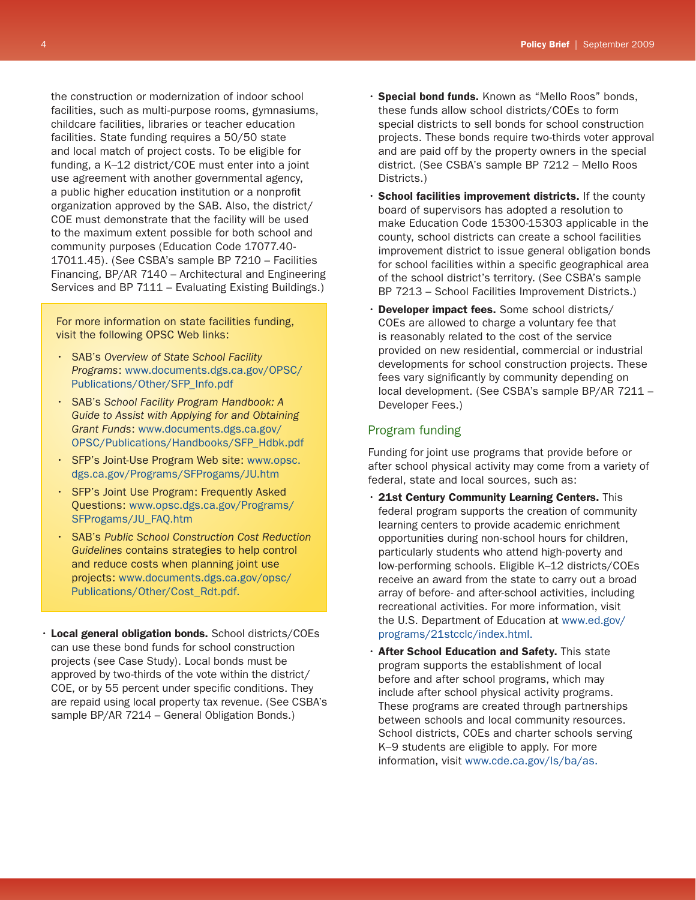the construction or modernization of indoor school facilities, such as multi-purpose rooms, gymnasiums, childcare facilities, libraries or teacher education facilities. State funding requires a 50/50 state and local match of project costs. To be eligible for funding, a K–12 district/COE must enter into a joint use agreement with another governmental agency, a public higher education institution or a nonprofit organization approved by the SAB. Also, the district/COE must demonstrate that the facility will be used to the maximum extent possible for both school and community purposes (Education Code 17077.40-17011.45). (See CSBA's sample BP 7210 – Facilities Financing, BP/AR 7140 – Architectural and Engineering Services and BP 7111 – Evaluating Existing Buildings.)

> For more information on state facilities funding, visit the following OPSC Web links:
>
> - SAB's *Overview of State School Facility Programs*: www.documents.dgs.ca.gov/OPSC/Publications/Other/SFP_Info.pdf
> - SAB's *School Facility Program Handbook: A Guide to Assist with Applying for and Obtaining Grant Funds*: www.documents.dgs.ca.gov/OPSC/Publications/Handbooks/SFP_Hdbk.pdf
> - SFP's Joint-Use Program Web site: www.opsc.dgs.ca.gov/Programs/SFProgams/JU.htm
> - SFP's Joint Use Program: Frequently Asked Questions: www.opsc.dgs.ca.gov/Programs/SFProgams/JU_FAQ.htm
> - SAB's *Public School Construction Cost Reduction Guidelines* contains strategies to help control and reduce costs when planning joint use projects: www.documents.dgs.ca.gov/opsc/Publications/Other/Cost_Rdt.pdf.

- **Local general obligation bonds.** School districts/COEs can use these bond funds for school construction projects (see Case Study). Local bonds must be approved by two-thirds of the vote within the district/COE, or by 55 percent under specific conditions. They are repaid using local property tax revenue. (See CSBA's sample BP/AR 7214 – General Obligation Bonds.)
- **Special bond funds.** Known as "Mello Roos" bonds, these funds allow school districts/COEs to form special districts to sell bonds for school construction projects. These bonds require two-thirds voter approval and are paid off by the property owners in the special district. (See CSBA's sample BP 7212 – Mello Roos Districts.)
- **School facilities improvement districts.** If the county board of supervisors has adopted a resolution to make Education Code 15300-15303 applicable in the county, school districts can create a school facilities improvement district to issue general obligation bonds for school facilities within a specific geographical area of the school district's territory. (See CSBA's sample BP 7213 – School Facilities Improvement Districts.)
- **Developer impact fees.** Some school districts/COEs are allowed to charge a voluntary fee that is reasonably related to the cost of the service provided on new residential, commercial or industrial developments for school construction projects. These fees vary significantly by community depending on local development. (See CSBA's sample BP/AR 7211 – Developer Fees.)

## Program funding

Funding for joint use programs that provide before or after school physical activity may come from a variety of federal, state and local sources, such as:

- **21st Century Community Learning Centers.** This federal program supports the creation of community learning centers to provide academic enrichment opportunities during non-school hours for children, particularly students who attend high-poverty and low-performing schools. Eligible K–12 districts/COEs receive an award from the state to carry out a broad array of before- and after-school activities, including recreational activities. For more information, visit the U.S. Department of Education at www.ed.gov/programs/21stcclc/index.html.
- **After School Education and Safety.** This state program supports the establishment of local before and after school programs, which may include after school physical activity programs. These programs are created through partnerships between schools and local community resources. School districts, COEs and charter schools serving K–9 students are eligible to apply. For more information, visit www.cde.ca.gov/ls/ba/as.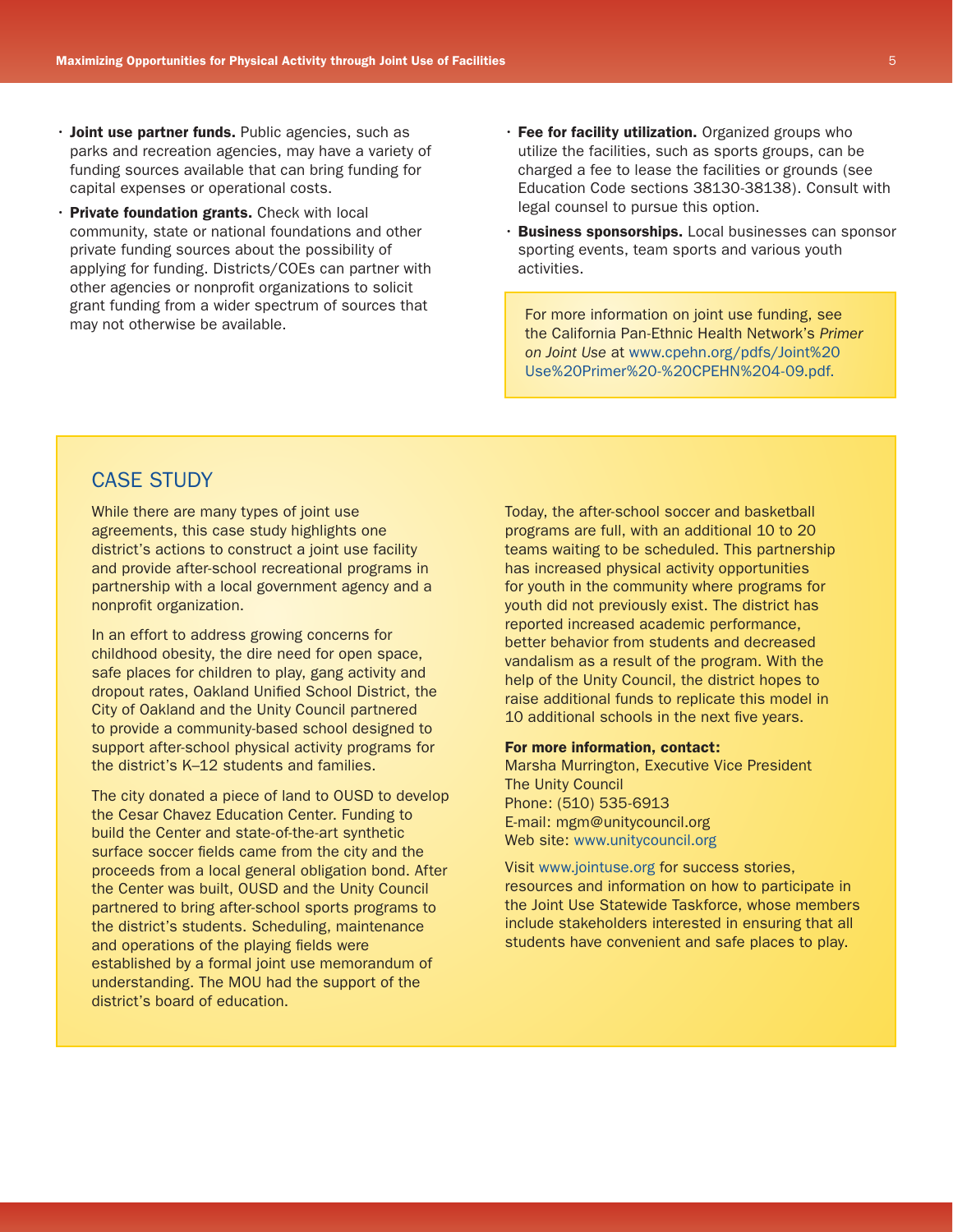- **Joint use partner funds.** Public agencies, such as parks and recreation agencies, may have a variety of funding sources available that can bring funding for capital expenses or operational costs.
- **Private foundation grants.** Check with local community, state or national foundations and other private funding sources about the possibility of applying for funding. Districts/COEs can partner with other agencies or nonprofit organizations to solicit grant funding from a wider spectrum of sources that may not otherwise be available.
- **Fee for facility utilization.** Organized groups who utilize the facilities, such as sports groups, can be charged a fee to lease the facilities or grounds (see Education Code sections 38130-38138). Consult with legal counsel to pursue this option.
- **Business sponsorships.** Local businesses can sponsor sporting events, team sports and various youth activities.

For more information on joint use funding, see the California Pan-Ethnic Health Network's *Primer on Joint Use* at www.cpehn.org/pdfs/Joint%20Use%20Primer%20-%20CPEHN%204-09.pdf.

## CASE STUDY

While there are many types of joint use agreements, this case study highlights one district's actions to construct a joint use facility and provide after-school recreational programs in partnership with a local government agency and a nonprofit organization.

In an effort to address growing concerns for childhood obesity, the dire need for open space, safe places for children to play, gang activity and dropout rates, Oakland Unified School District, the City of Oakland and the Unity Council partnered to provide a community-based school designed to support after-school physical activity programs for the district's K–12 students and families.

The city donated a piece of land to OUSD to develop the Cesar Chavez Education Center. Funding to build the Center and state-of-the-art synthetic surface soccer fields came from the city and the proceeds from a local general obligation bond. After the Center was built, OUSD and the Unity Council partnered to bring after-school sports programs to the district's students. Scheduling, maintenance and operations of the playing fields were established by a formal joint use memorandum of understanding. The MOU had the support of the district's board of education.

Today, the after-school soccer and basketball programs are full, with an additional 10 to 20 teams waiting to be scheduled. This partnership has increased physical activity opportunities for youth in the community where programs for youth did not previously exist. The district has reported increased academic performance, better behavior from students and decreased vandalism as a result of the program. With the help of the Unity Council, the district hopes to raise additional funds to replicate this model in 10 additional schools in the next five years.

**For more information, contact:**
Marsha Murrington, Executive Vice President
The Unity Council
Phone: (510) 535-6913
E-mail: mgm@unitycouncil.org
Web site: www.unitycouncil.org

Visit www.jointuse.org for success stories, resources and information on how to participate in the Joint Use Statewide Taskforce, whose members include stakeholders interested in ensuring that all students have convenient and safe places to play.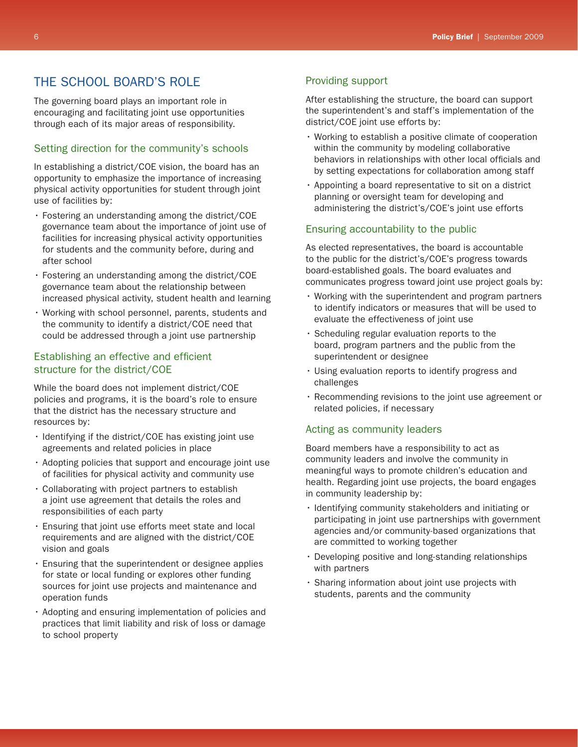## THE SCHOOL BOARD'S ROLE

The governing board plays an important role in encouraging and facilitating joint use opportunities through each of its major areas of responsibility.

### Setting direction for the community's schools

In establishing a district/COE vision, the board has an opportunity to emphasize the importance of increasing physical activity opportunities for student through joint use of facilities by:

- Fostering an understanding among the district/COE governance team about the importance of joint use of facilities for increasing physical activity opportunities for students and the community before, during and after school
- Fostering an understanding among the district/COE governance team about the relationship between increased physical activity, student health and learning
- Working with school personnel, parents, students and the community to identify a district/COE need that could be addressed through a joint use partnership

### Establishing an effective and efficient structure for the district/COE

While the board does not implement district/COE policies and programs, it is the board's role to ensure that the district has the necessary structure and resources by:

- Identifying if the district/COE has existing joint use agreements and related policies in place
- Adopting policies that support and encourage joint use of facilities for physical activity and community use
- Collaborating with project partners to establish a joint use agreement that details the roles and responsibilities of each party
- Ensuring that joint use efforts meet state and local requirements and are aligned with the district/COE vision and goals
- Ensuring that the superintendent or designee applies for state or local funding or explores other funding sources for joint use projects and maintenance and operation funds
- Adopting and ensuring implementation of policies and practices that limit liability and risk of loss or damage to school property

### Providing support

After establishing the structure, the board can support the superintendent's and staff's implementation of the district/COE joint use efforts by:

- Working to establish a positive climate of cooperation within the community by modeling collaborative behaviors in relationships with other local officials and by setting expectations for collaboration among staff
- Appointing a board representative to sit on a district planning or oversight team for developing and administering the district's/COE's joint use efforts

### Ensuring accountability to the public

As elected representatives, the board is accountable to the public for the district's/COE's progress towards board-established goals. The board evaluates and communicates progress toward joint use project goals by:

- Working with the superintendent and program partners to identify indicators or measures that will be used to evaluate the effectiveness of joint use
- Scheduling regular evaluation reports to the board, program partners and the public from the superintendent or designee
- Using evaluation reports to identify progress and challenges
- Recommending revisions to the joint use agreement or related policies, if necessary

### Acting as community leaders

Board members have a responsibility to act as community leaders and involve the community in meaningful ways to promote children's education and health. Regarding joint use projects, the board engages in community leadership by:

- Identifying community stakeholders and initiating or participating in joint use partnerships with government agencies and/or community-based organizations that are committed to working together
- Developing positive and long-standing relationships with partners
- Sharing information about joint use projects with students, parents and the community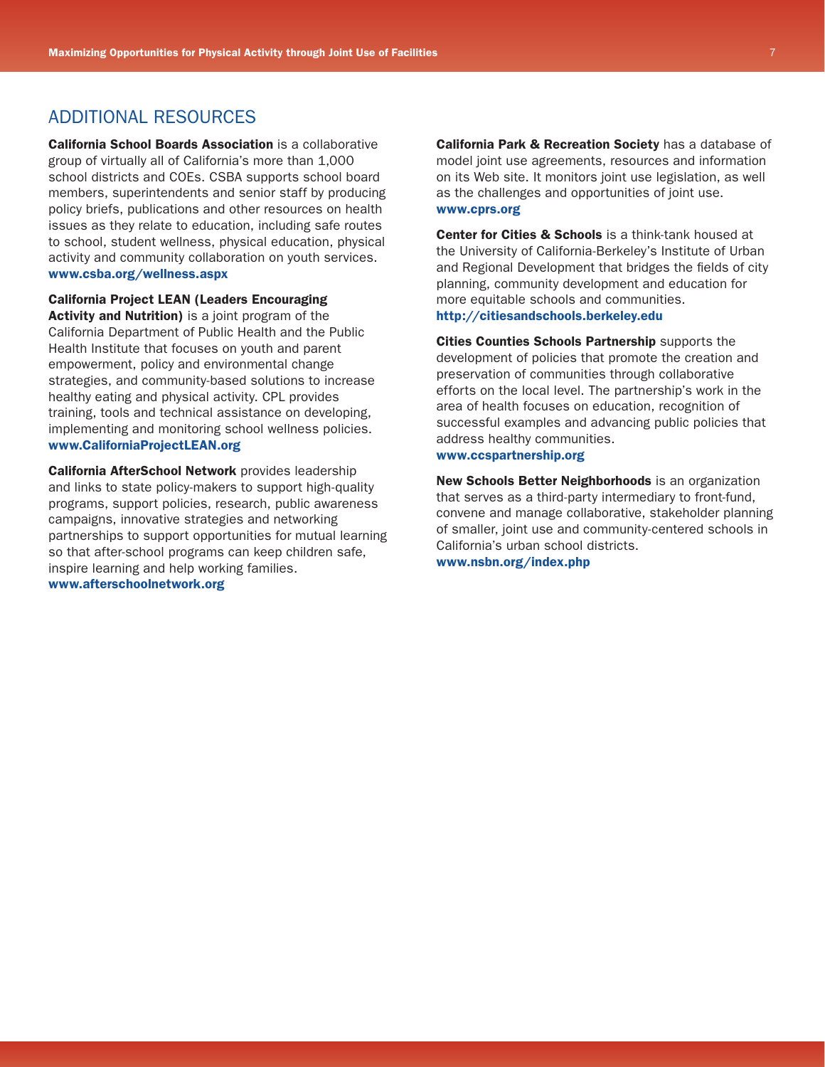## ADDITIONAL RESOURCES

**California School Boards Association** is a collaborative group of virtually all of California's more than 1,000 school districts and COEs. CSBA supports school board members, superintendents and senior staff by producing policy briefs, publications and other resources on health issues as they relate to education, including safe routes to school, student wellness, physical education, physical activity and community collaboration on youth services.
**www.csba.org/wellness.aspx**

**California Project LEAN (Leaders Encouraging Activity and Nutrition)** is a joint program of the California Department of Public Health and the Public Health Institute that focuses on youth and parent empowerment, policy and environmental change strategies, and community-based solutions to increase healthy eating and physical activity. CPL provides training, tools and technical assistance on developing, implementing and monitoring school wellness policies.
**www.CaliforniaProjectLEAN.org**

**California AfterSchool Network** provides leadership and links to state policy-makers to support high-quality programs, support policies, research, public awareness campaigns, innovative strategies and networking partnerships to support opportunities for mutual learning so that after-school programs can keep children safe, inspire learning and help working families.
**www.afterschoolnetwork.org**

**California Park & Recreation Society** has a database of model joint use agreements, resources and information on its Web site. It monitors joint use legislation, as well as the challenges and opportunities of joint use.
**www.cprs.org**

**Center for Cities & Schools** is a think-tank housed at the University of California-Berkeley's Institute of Urban and Regional Development that bridges the fields of city planning, community development and education for more equitable schools and communities.
**http://citiesandschools.berkeley.edu**

**Cities Counties Schools Partnership** supports the development of policies that promote the creation and preservation of communities through collaborative efforts on the local level. The partnership's work in the area of health focuses on education, recognition of successful examples and advancing public policies that address healthy communities.
**www.ccspartnership.org**

**New Schools Better Neighborhoods** is an organization that serves as a third-party intermediary to front-fund, convene and manage collaborative, stakeholder planning of smaller, joint use and community-centered schools in California's urban school districts.
**www.nsbn.org/index.php**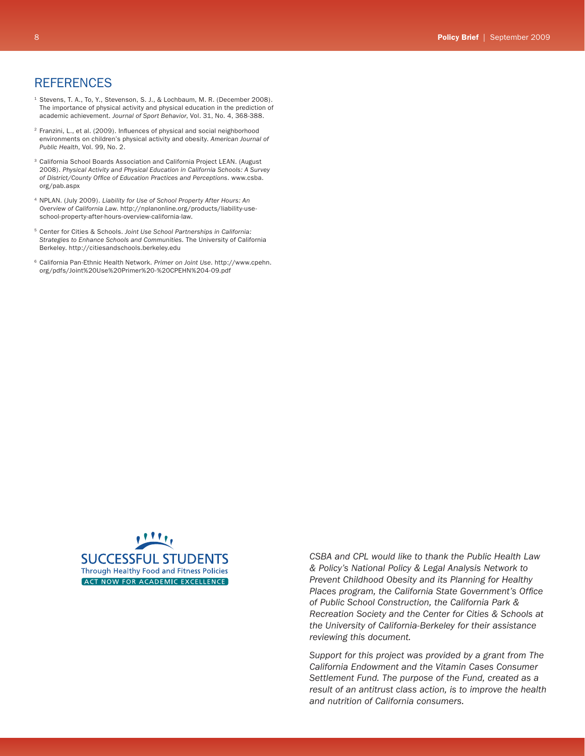## REFERENCES

[1] Stevens, T. A., To, Y., Stevenson, S. J., & Lochbaum, M. R. (December 2008). The importance of physical activity and physical education in the prediction of academic achievement. *Journal of Sport Behavior*, Vol. 31, No. 4, 368-388.

[2] Franzini, L., et al. (2009). Influences of physical and social neighborhood environments on children's physical activity and obesity. *American Journal of Public Health*, Vol. 99, No. 2.

[3] California School Boards Association and California Project LEAN. (August 2008). *Physical Activity and Physical Education in California Schools: A Survey of District/County Office of Education Practices and Perceptions*. www.csba.org/pab.aspx

[4] NPLAN. (July 2009). *Liability for Use of School Property After Hours: An Overview of California Law*. http://nplanonline.org/products/liability-use-school-property-after-hours-overview-california-law.

[5] Center for Cities & Schools. *Joint Use School Partnerships in California: Strategies to Enhance Schools and Communities*. The University of California Berkeley. http://citiesandschools.berkeley.edu

[6] California Pan-Ethnic Health Network. *Primer on Joint Use*. http://www.cpehn.org/pdfs/Joint%20Use%20Primer%20-%20CPEHN%204-09.pdf

SUCCESSFUL STUDENTS
Through Healthy Food and Fitness Policies
ACT NOW FOR ACADEMIC EXCELLENCE

*CSBA and CPL would like to thank the Public Health Law & Policy's National Policy & Legal Analysis Network to Prevent Childhood Obesity and its Planning for Healthy Places program, the California State Government's Office of Public School Construction, the California Park & Recreation Society and the Center for Cities & Schools at the University of California-Berkeley for their assistance reviewing this document.*

*Support for this project was provided by a grant from The California Endowment and the Vitamin Cases Consumer Settlement Fund. The purpose of the Fund, created as a result of an antitrust class action, is to improve the health and nutrition of California consumers.*